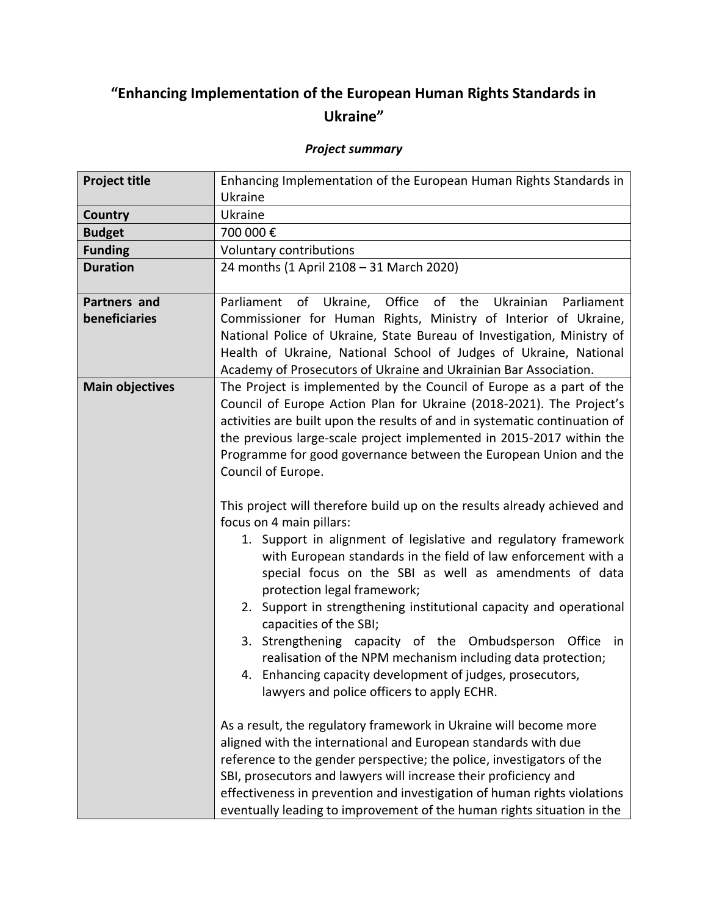# "Enhancing Implementation of the European Human Rights Standards in Ukraine"

***Project summary***

| **Project title** | Enhancing Implementation of the European Human Rights Standards in Ukraine |
| --- | --- |
| **Country** | Ukraine |
| **Budget** | 700 000 € |
| **Funding** | Voluntary contributions |
| **Duration** | 24 months (1 April 2108 – 31 March 2020) |
| **Partners and beneficiaries** | Parliament of Ukraine, Office of the Ukrainian Parliament Commissioner for Human Rights, Ministry of Interior of Ukraine, National Police of Ukraine, State Bureau of Investigation, Ministry of Health of Ukraine, National School of Judges of Ukraine, National Academy of Prosecutors of Ukraine and Ukrainian Bar Association. |
| **Main objectives** | The Project is implemented by the Council of Europe as a part of the Council of Europe Action Plan for Ukraine (2018-2021). The Project's activities are built upon the results of and in systematic continuation of the previous large-scale project implemented in 2015-2017 within the Programme for good governance between the European Union and the Council of Europe.<br><br>This project will therefore build up on the results already achieved and focus on 4 main pillars:<br>1. Support in alignment of legislative and regulatory framework with European standards in the field of law enforcement with a special focus on the SBI as well as amendments of data protection legal framework;<br>2. Support in strengthening institutional capacity and operational capacities of the SBI;<br>3. Strengthening capacity of the Ombudsperson Office in realisation of the NPM mechanism including data protection;<br>4. Enhancing capacity development of judges, prosecutors, lawyers and police officers to apply ECHR.<br><br>As a result, the regulatory framework in Ukraine will become more aligned with the international and European standards with due reference to the gender perspective; the police, investigators of the SBI, prosecutors and lawyers will increase their proficiency and effectiveness in prevention and investigation of human rights violations eventually leading to improvement of the human rights situation in the |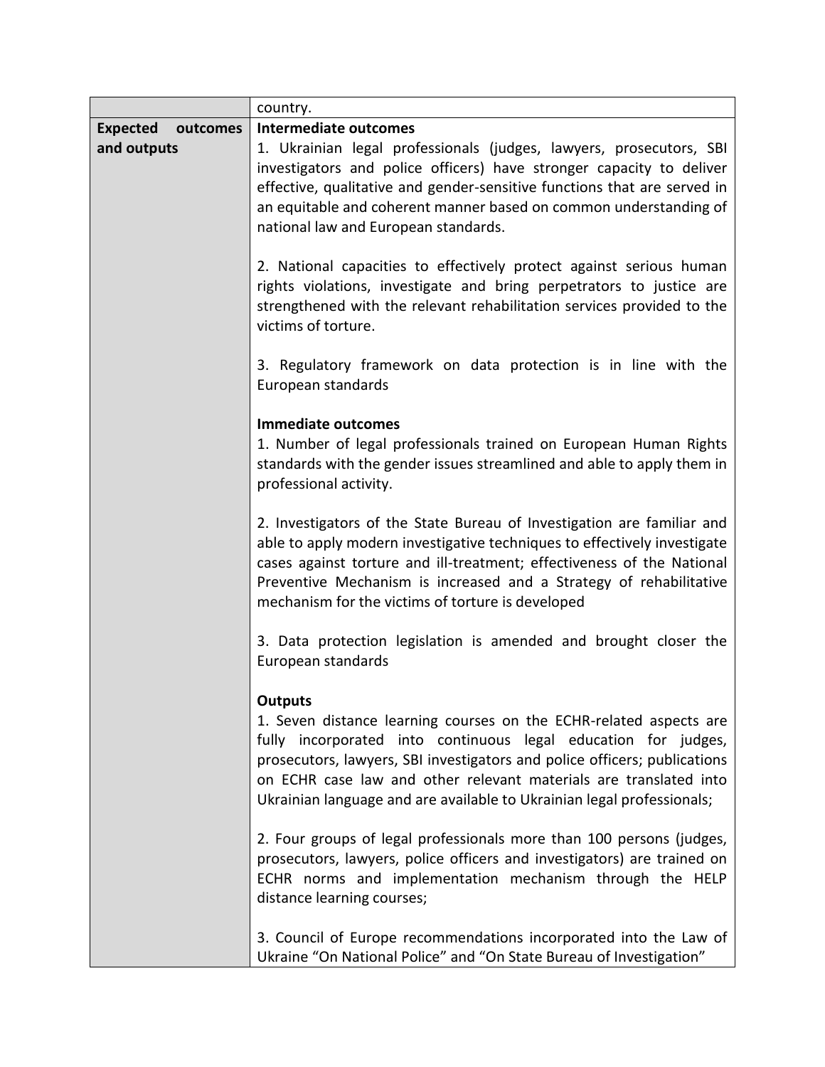| | |
|---|---|
| | country. |
| **Expected outcomes and outputs** | **Intermediate outcomes**<br>1. Ukrainian legal professionals (judges, lawyers, prosecutors, SBI investigators and police officers) have stronger capacity to deliver effective, qualitative and gender-sensitive functions that are served in an equitable and coherent manner based on common understanding of national law and European standards.<br><br>2. National capacities to effectively protect against serious human rights violations, investigate and bring perpetrators to justice are strengthened with the relevant rehabilitation services provided to the victims of torture.<br><br>3. Regulatory framework on data protection is in line with the European standards<br><br>**Immediate outcomes**<br>1. Number of legal professionals trained on European Human Rights standards with the gender issues streamlined and able to apply them in professional activity.<br><br>2. Investigators of the State Bureau of Investigation are familiar and able to apply modern investigative techniques to effectively investigate cases against torture and ill-treatment; effectiveness of the National Preventive Mechanism is increased and a Strategy of rehabilitative mechanism for the victims of torture is developed<br><br>3. Data protection legislation is amended and brought closer the European standards<br><br>**Outputs**<br>1. Seven distance learning courses on the ECHR-related aspects are fully incorporated into continuous legal education for judges, prosecutors, lawyers, SBI investigators and police officers; publications on ECHR case law and other relevant materials are translated into Ukrainian language and are available to Ukrainian legal professionals;<br><br>2. Four groups of legal professionals more than 100 persons (judges, prosecutors, lawyers, police officers and investigators) are trained on ECHR norms and implementation mechanism through the HELP distance learning courses;<br><br>3. Council of Europe recommendations incorporated into the Law of Ukraine "On National Police" and "On State Bureau of Investigation" |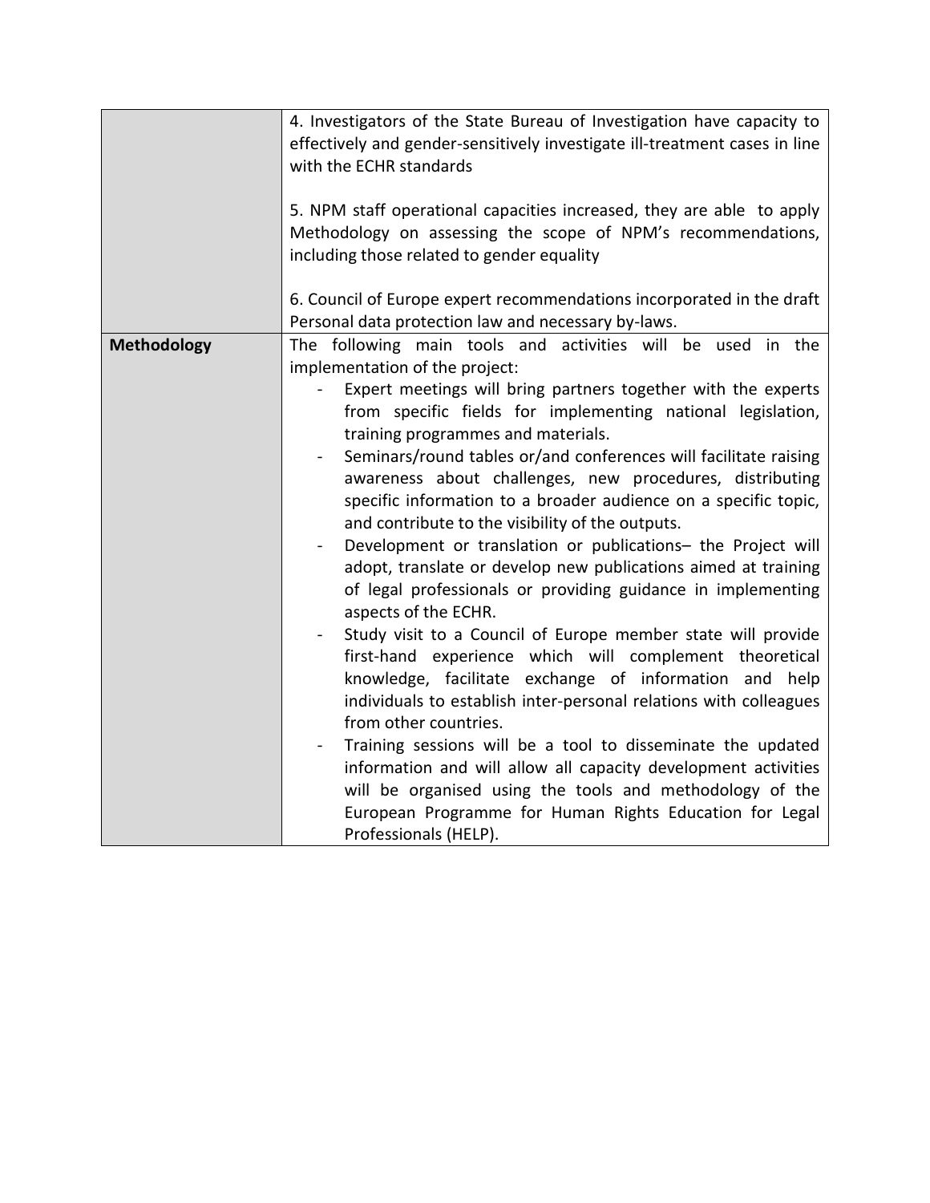| | |
|---|---|
| | 4. Investigators of the State Bureau of Investigation have capacity to effectively and gender-sensitively investigate ill-treatment cases in line with the ECHR standards<br><br>5. NPM staff operational capacities increased, they are able to apply Methodology on assessing the scope of NPM's recommendations, including those related to gender equality<br><br>6. Council of Europe expert recommendations incorporated in the draft Personal data protection law and necessary by-laws. |
| **Methodology** | The following main tools and activities will be used in the implementation of the project:<br>- Expert meetings will bring partners together with the experts from specific fields for implementing national legislation, training programmes and materials.<br>- Seminars/round tables or/and conferences will facilitate raising awareness about challenges, new procedures, distributing specific information to a broader audience on a specific topic, and contribute to the visibility of the outputs.<br>- Development or translation or publications– the Project will adopt, translate or develop new publications aimed at training of legal professionals or providing guidance in implementing aspects of the ECHR.<br>- Study visit to a Council of Europe member state will provide first-hand experience which will complement theoretical knowledge, facilitate exchange of information and help individuals to establish inter-personal relations with colleagues from other countries.<br>- Training sessions will be a tool to disseminate the updated information and will allow all capacity development activities will be organised using the tools and methodology of the European Programme for Human Rights Education for Legal Professionals (HELP). |